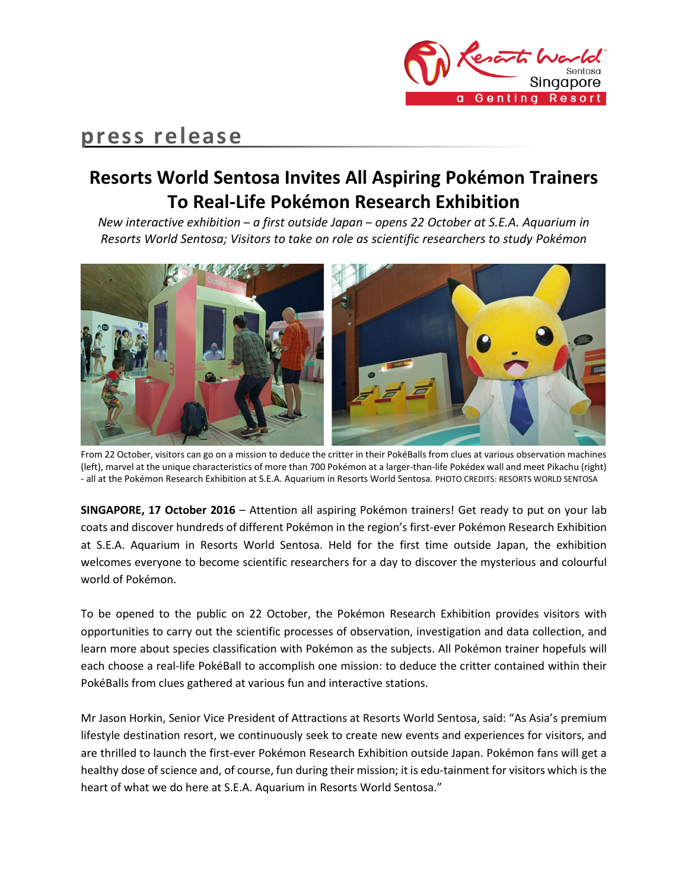press release

# Resorts World Sentosa Invites All Aspiring Pokémon Trainers To Real-Life Pokémon Research Exhibition

*New interactive exhibition – a first outside Japan – opens 22 October at S.E.A. Aquarium in Resorts World Sentosa; Visitors to take on role as scientific researchers to study Pokémon*

From 22 October, visitors can go on a mission to deduce the critter in their PokéBalls from clues at various observation machines (left), marvel at the unique characteristics of more than 700 Pokémon at a larger-than-life Pokédex wall and meet Pikachu (right) - all at the Pokémon Research Exhibition at S.E.A. Aquarium in Resorts World Sentosa. PHOTO CREDITS: RESORTS WORLD SENTOSA

**SINGAPORE, 17 October 2016** – Attention all aspiring Pokémon trainers! Get ready to put on your lab coats and discover hundreds of different Pokémon in the region's first-ever Pokémon Research Exhibition at S.E.A. Aquarium in Resorts World Sentosa. Held for the first time outside Japan, the exhibition welcomes everyone to become scientific researchers for a day to discover the mysterious and colourful world of Pokémon.

To be opened to the public on 22 October, the Pokémon Research Exhibition provides visitors with opportunities to carry out the scientific processes of observation, investigation and data collection, and learn more about species classification with Pokémon as the subjects. All Pokémon trainer hopefuls will each choose a real-life PokéBall to accomplish one mission: to deduce the critter contained within their PokéBalls from clues gathered at various fun and interactive stations.

Mr Jason Horkin, Senior Vice President of Attractions at Resorts World Sentosa, said: "As Asia's premium lifestyle destination resort, we continuously seek to create new events and experiences for visitors, and are thrilled to launch the first-ever Pokémon Research Exhibition outside Japan. Pokémon fans will get a healthy dose of science and, of course, fun during their mission; it is edu-tainment for visitors which is the heart of what we do here at S.E.A. Aquarium in Resorts World Sentosa."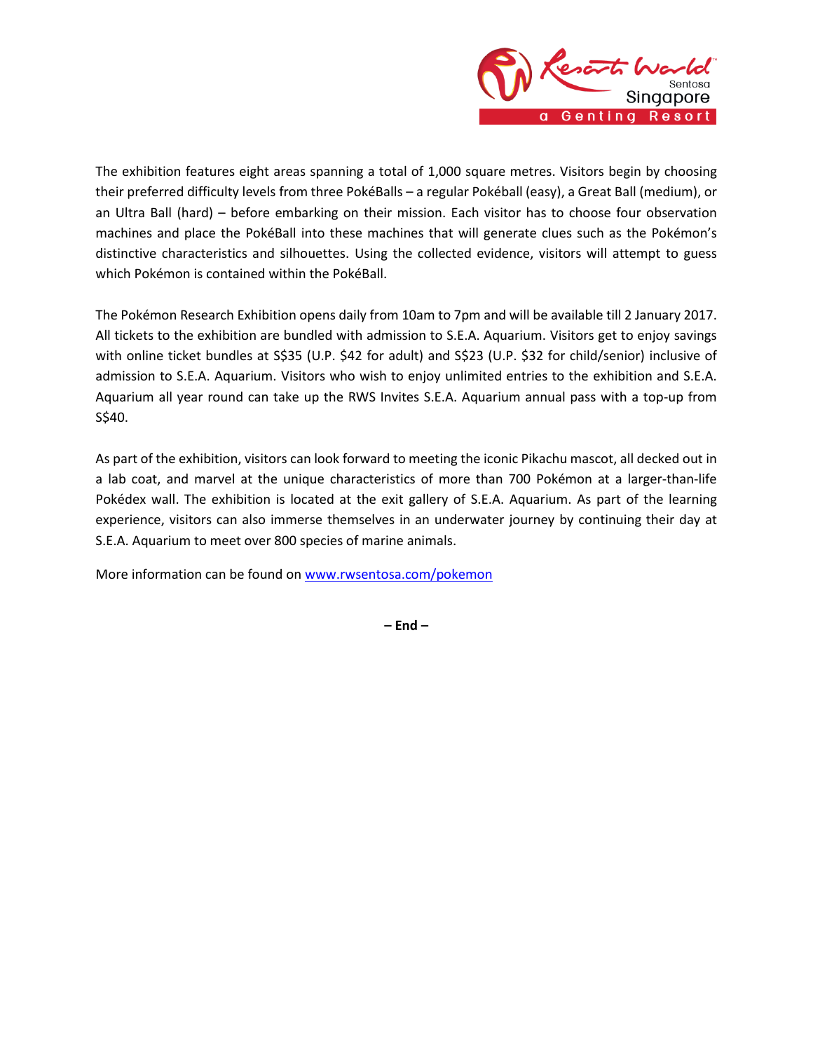The exhibition features eight areas spanning a total of 1,000 square metres. Visitors begin by choosing their preferred difficulty levels from three PokéBalls – a regular Pokéball (easy), a Great Ball (medium), or an Ultra Ball (hard) – before embarking on their mission. Each visitor has to choose four observation machines and place the PokéBall into these machines that will generate clues such as the Pokémon's distinctive characteristics and silhouettes. Using the collected evidence, visitors will attempt to guess which Pokémon is contained within the PokéBall.

The Pokémon Research Exhibition opens daily from 10am to 7pm and will be available till 2 January 2017. All tickets to the exhibition are bundled with admission to S.E.A. Aquarium. Visitors get to enjoy savings with online ticket bundles at S$35 (U.P. $42 for adult) and S$23 (U.P. $32 for child/senior) inclusive of admission to S.E.A. Aquarium. Visitors who wish to enjoy unlimited entries to the exhibition and S.E.A. Aquarium all year round can take up the RWS Invites S.E.A. Aquarium annual pass with a top-up from S$40.

As part of the exhibition, visitors can look forward to meeting the iconic Pikachu mascot, all decked out in a lab coat, and marvel at the unique characteristics of more than 700 Pokémon at a larger-than-life Pokédex wall. The exhibition is located at the exit gallery of S.E.A. Aquarium. As part of the learning experience, visitors can also immerse themselves in an underwater journey by continuing their day at S.E.A. Aquarium to meet over 800 species of marine animals.

More information can be found on [www.rwsentosa.com/pokemon](http://www.rwsentosa.com/pokemon)

**– End –**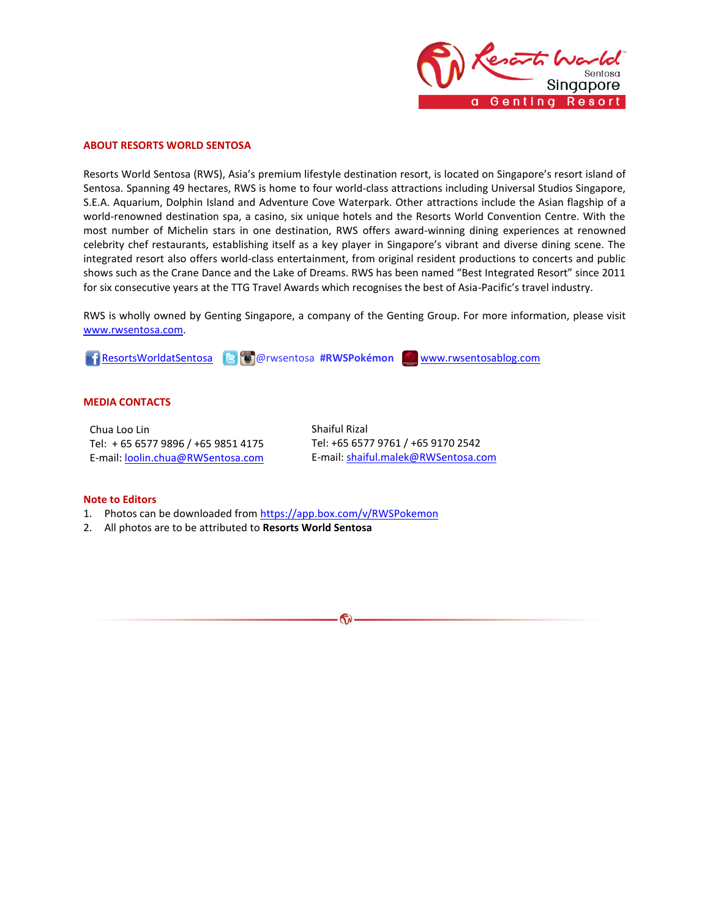## ABOUT RESORTS WORLD SENTOSA

Resorts World Sentosa (RWS), Asia's premium lifestyle destination resort, is located on Singapore's resort island of Sentosa. Spanning 49 hectares, RWS is home to four world-class attractions including Universal Studios Singapore, S.E.A. Aquarium, Dolphin Island and Adventure Cove Waterpark. Other attractions include the Asian flagship of a world-renowned destination spa, a casino, six unique hotels and the Resorts World Convention Centre. With the most number of Michelin stars in one destination, RWS offers award-winning dining experiences at renowned celebrity chef restaurants, establishing itself as a key player in Singapore's vibrant and diverse dining scene. The integrated resort also offers world-class entertainment, from original resident productions to concerts and public shows such as the Crane Dance and the Lake of Dreams. RWS has been named "Best Integrated Resort" since 2011 for six consecutive years at the TTG Travel Awards which recognises the best of Asia-Pacific's travel industry.

RWS is wholly owned by Genting Singapore, a company of the Genting Group. For more information, please visit www.rwsentosa.com.

ResortsWorldatSentosa @rwsentosa **#RWSPokémon** www.rwsentosablog.com

## MEDIA CONTACTS

Chua Loo Lin
Tel: + 65 6577 9896 / +65 9851 4175
E-mail: loolin.chua@RWSentosa.com

Shaiful Rizal
Tel: +65 6577 9761 / +65 9170 2542
E-mail: shaiful.malek@RWSentosa.com

## Note to Editors

1. Photos can be downloaded from https://app.box.com/v/RWSPokemon
2. All photos are to be attributed to **Resorts World Sentosa**